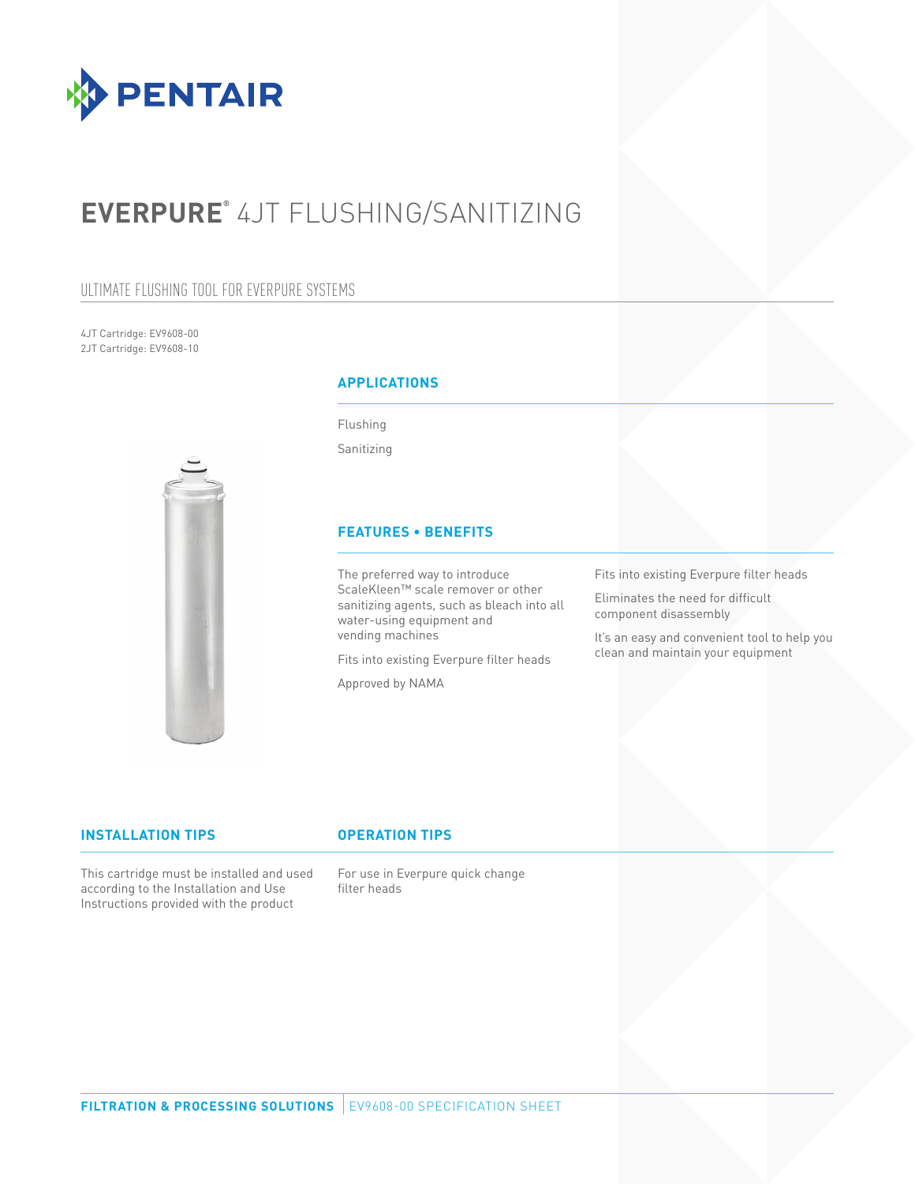# EVERPURE® 4JT FLUSHING/SANITIZING

## ULTIMATE FLUSHING TOOL FOR EVERPURE SYSTEMS

4JT Cartridge: EV9608-00
2JT Cartridge: EV9608-10

### APPLICATIONS

Flushing

Sanitizing

### FEATURES • BENEFITS

The preferred way to introduce ScaleKleen™ scale remover or other sanitizing agents, such as bleach into all water-using equipment and vending machines

Fits into existing Everpure filter heads

Approved by NAMA

Fits into existing Everpure filter heads

Eliminates the need for difficult component disassembly

It's an easy and convenient tool to help you clean and maintain your equipment

### INSTALLATION TIPS

This cartridge must be installed and used according to the Installation and Use Instructions provided with the product

### OPERATION TIPS

For use in Everpure quick change filter heads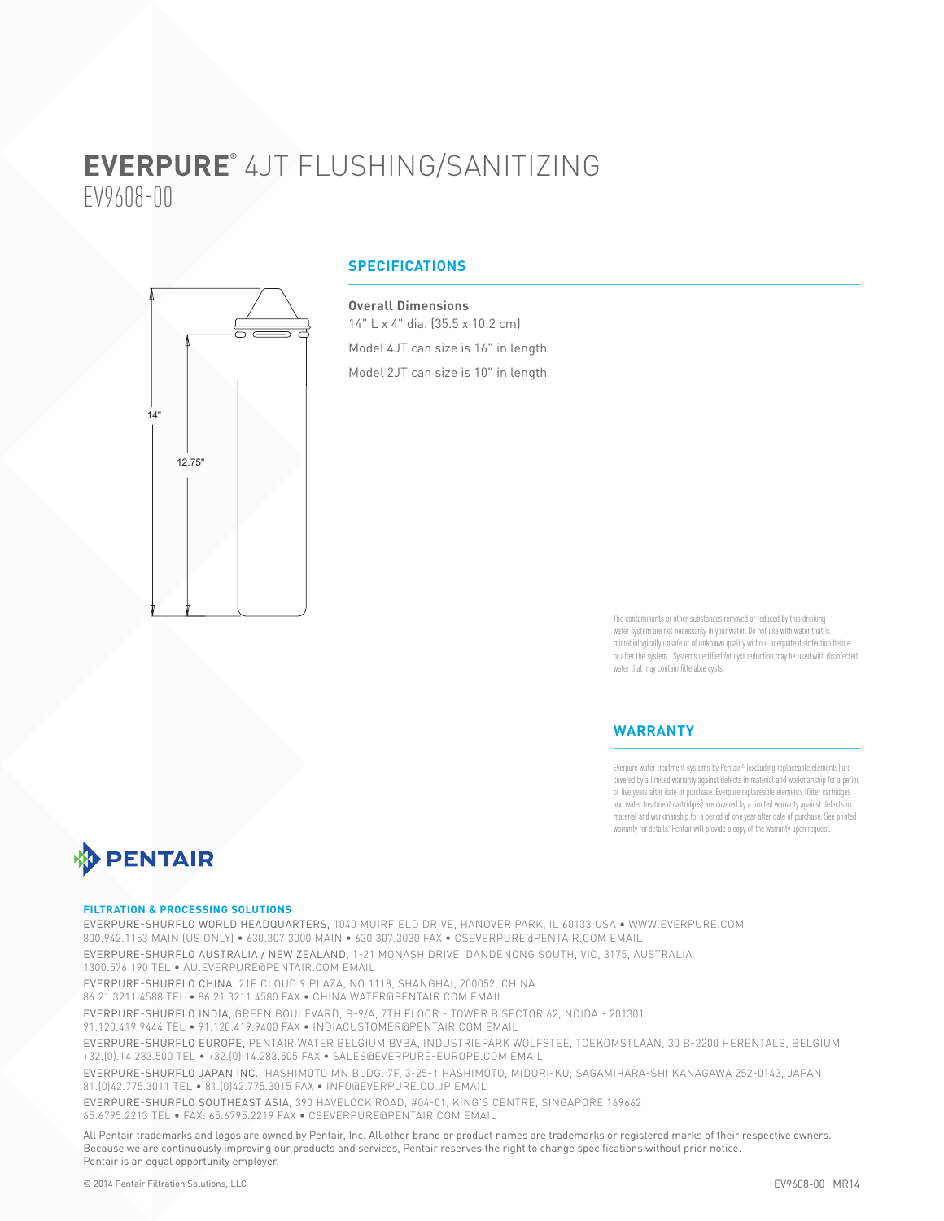# EVERPURE® 4JT FLUSHING/SANITIZING
EV9608-00

14"

12.75"

## SPECIFICATIONS

**Overall Dimensions**

14" L x 4" dia. (35.5 x 10.2 cm)

Model 4JT can size is 16" in length

Model 2JT can size is 10" in length

The contaminants or other substances removed or reduced by this drinking water system are not necessarily in your water. Do not use with water that is microbiologically unsafe or of unknown quality without adequate disinfection before or after the system. Systems certified for cyst reduction may be used with disinfected water that may contain filterable cysts.

## WARRANTY

Everpure water treatment systems by Pentair® (excluding replaceable elements) are covered by a limited warranty against defects in material and workmanship for a period of five years after date of purchase. Everpure replaceable elements (filter cartridges and water treatment cartridges) are covered by a limited warranty against defects in material and workmanship for a period of one year after date of purchase. See printed warranty for details. Pentair will provide a copy of the warranty upon request.

PENTAIR

**FILTRATION & PROCESSING SOLUTIONS**

EVERPURE-SHURFLO WORLD HEADQUARTERS, 1040 MUIRFIELD DRIVE, HANOVER PARK, IL 60133 USA • WWW.EVERPURE.COM
800.942.1153 MAIN (US ONLY) • 630.307.3000 MAIN • 630.307.3030 FAX • CSEVERPURE@PENTAIR.COM EMAIL

EVERPURE-SHURFLO AUSTRALIA / NEW ZEALAND, 1-21 MONASH DRIVE, DANDENONG SOUTH, VIC, 3175, AUSTRALIA
1300.576.190 TEL • AU.EVERPURE@PENTAIR.COM EMAIL

EVERPURE-SHURFLO CHINA, 21F CLOUD 9 PLAZA, NO 1118, SHANGHAI, 200052, CHINA
86.21.3211.4588 TEL • 86.21.3211.4580 FAX • CHINA.WATER@PENTAIR.COM EMAIL

EVERPURE-SHURFLO INDIA, GREEN BOULEVARD, B-9/A, 7TH FLOOR - TOWER B SECTOR 62, NOIDA - 201301
91.120.419.9444 TEL • 91.120.419.9400 FAX • INDIACUSTOMER@PENTAIR.COM EMAIL

EVERPURE-SHURFLO EUROPE, PENTAIR WATER BELGIUM BVBA, INDUSTRIEPARK WOLFSTEE, TOEKOMSTLAAN, 30 B-2200 HERENTALS, BELGIUM
+32.(0).14.283.500 TEL • +32.(0).14.283.505 FAX • SALES@EVERPURE-EUROPE.COM EMAIL

EVERPURE-SHURFLO JAPAN INC., HASHIMOTO MN BLDG. 7F, 3-25-1 HASHIMOTO, MIDORI-KU, SAGAMIHARA-SHI KANAGAWA 252-0143, JAPAN
81.(0)42.775.3011 TEL • 81.(0)42.775.3015 FAX • INFO@EVERPURE.CO.JP EMAIL

EVERPURE-SHURFLO SOUTHEAST ASIA, 390 HAVELOCK ROAD, #04-01, KING'S CENTRE, SINGAPORE 169662
65.6795.2213 TEL • FAX: 65.6795.2219 FAX • CSEVERPURE@PENTAIR.COM EMAIL

All Pentair trademarks and logos are owned by Pentair, Inc. All other brand or product names are trademarks or registered marks of their respective owners. Because we are continuously improving our products and services, Pentair reserves the right to change specifications without prior notice.
Pentair is an equal opportunity employer.

© 2014 Pentair Filtration Solutions, LLC

EV9608-00 MR14